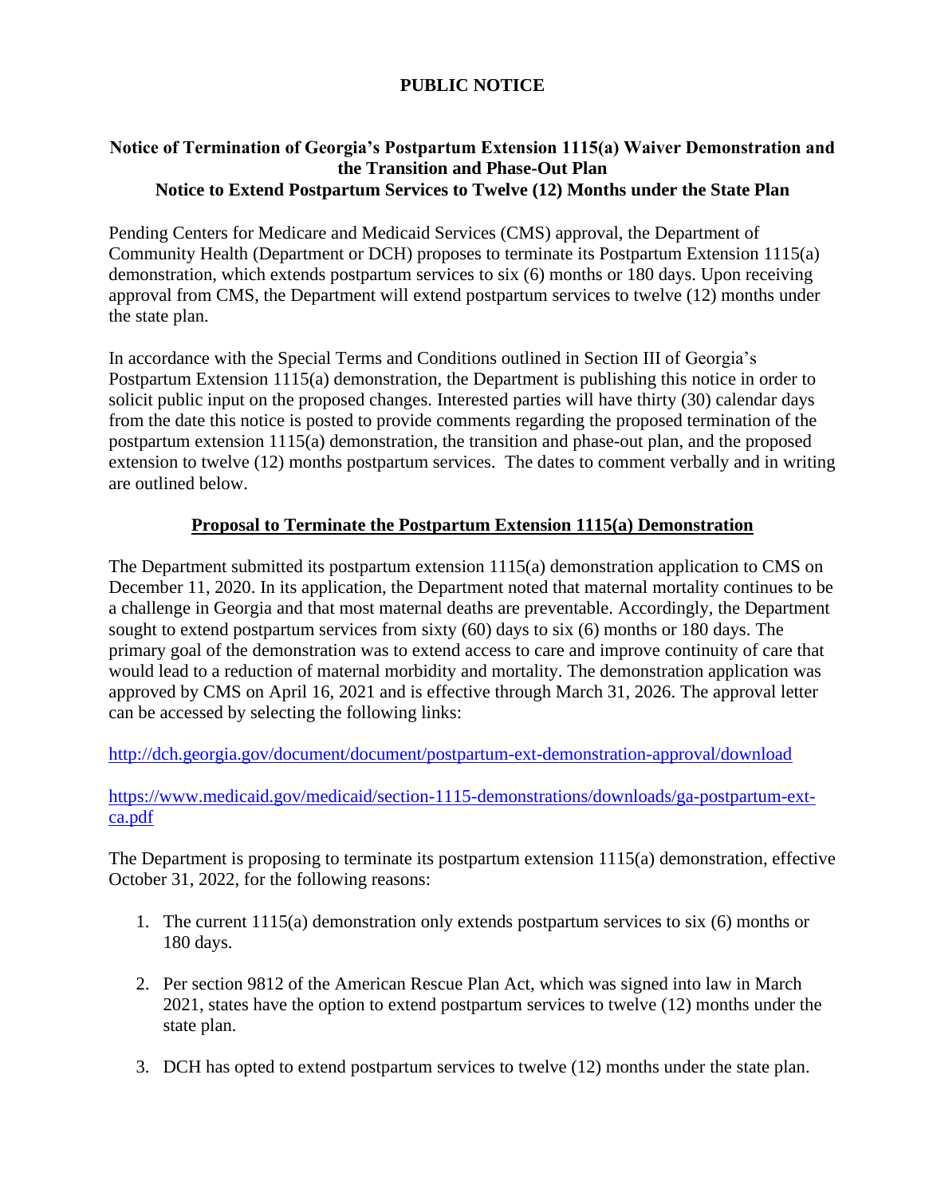# PUBLIC NOTICE

## Notice of Termination of Georgia's Postpartum Extension 1115(a) Waiver Demonstration and the Transition and Phase-Out Plan

## Notice to Extend Postpartum Services to Twelve (12) Months under the State Plan

Pending Centers for Medicare and Medicaid Services (CMS) approval, the Department of Community Health (Department or DCH) proposes to terminate its Postpartum Extension 1115(a) demonstration, which extends postpartum services to six (6) months or 180 days. Upon receiving approval from CMS, the Department will extend postpartum services to twelve (12) months under the state plan.

In accordance with the Special Terms and Conditions outlined in Section III of Georgia's Postpartum Extension 1115(a) demonstration, the Department is publishing this notice in order to solicit public input on the proposed changes. Interested parties will have thirty (30) calendar days from the date this notice is posted to provide comments regarding the proposed termination of the postpartum extension 1115(a) demonstration, the transition and phase-out plan, and the proposed extension to twelve (12) months postpartum services. The dates to comment verbally and in writing are outlined below.

### Proposal to Terminate the Postpartum Extension 1115(a) Demonstration

The Department submitted its postpartum extension 1115(a) demonstration application to CMS on December 11, 2020. In its application, the Department noted that maternal mortality continues to be a challenge in Georgia and that most maternal deaths are preventable. Accordingly, the Department sought to extend postpartum services from sixty (60) days to six (6) months or 180 days. The primary goal of the demonstration was to extend access to care and improve continuity of care that would lead to a reduction of maternal morbidity and mortality. The demonstration application was approved by CMS on April 16, 2021 and is effective through March 31, 2026. The approval letter can be accessed by selecting the following links:

http://dch.georgia.gov/document/document/postpartum-ext-demonstration-approval/download

https://www.medicaid.gov/medicaid/section-1115-demonstrations/downloads/ga-postpartum-ext-ca.pdf

The Department is proposing to terminate its postpartum extension 1115(a) demonstration, effective October 31, 2022, for the following reasons:

1. The current 1115(a) demonstration only extends postpartum services to six (6) months or 180 days.
2. Per section 9812 of the American Rescue Plan Act, which was signed into law in March 2021, states have the option to extend postpartum services to twelve (12) months under the state plan.
3. DCH has opted to extend postpartum services to twelve (12) months under the state plan.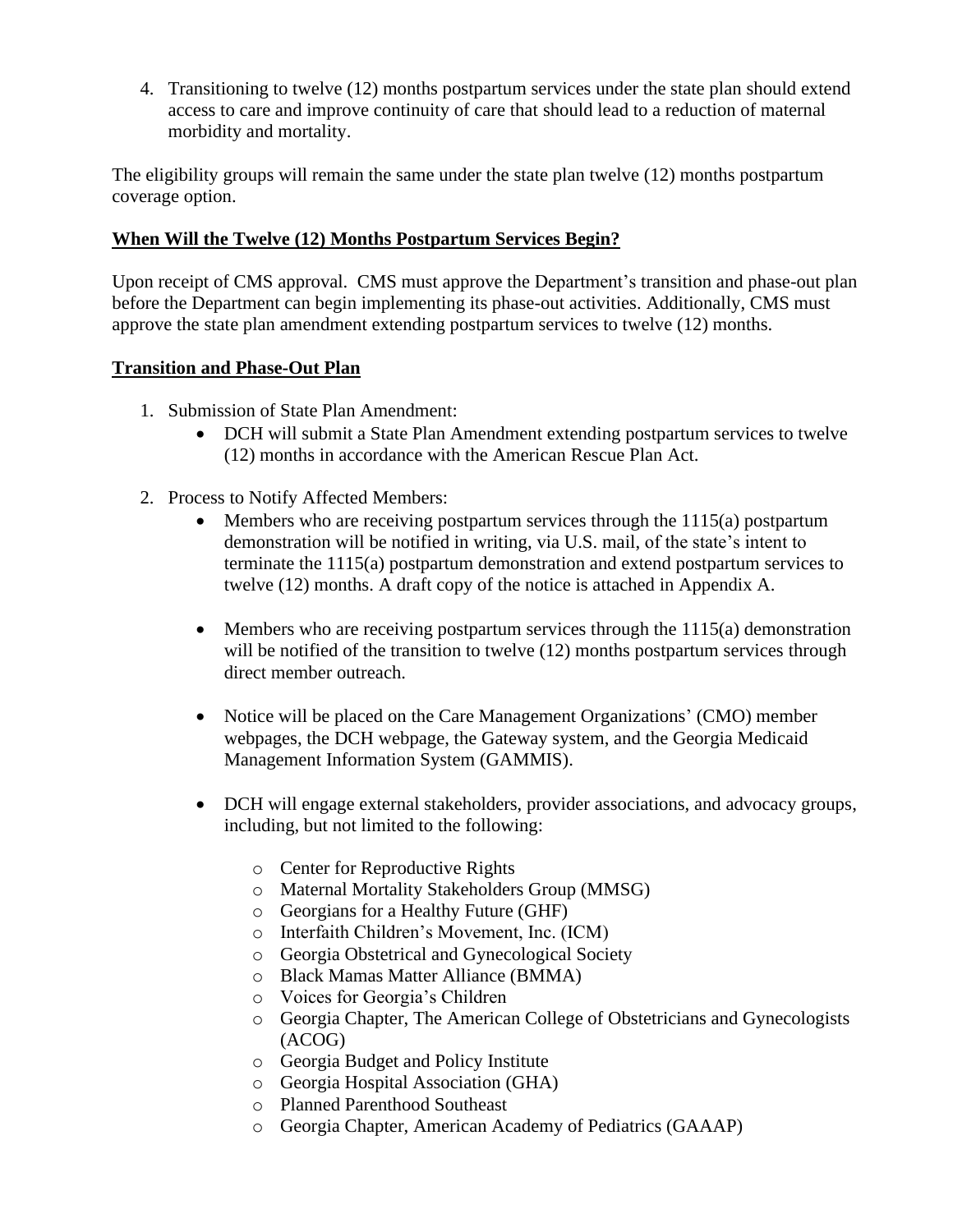4. Transitioning to twelve (12) months postpartum services under the state plan should extend access to care and improve continuity of care that should lead to a reduction of maternal morbidity and mortality.

The eligibility groups will remain the same under the state plan twelve (12) months postpartum coverage option.

**When Will the Twelve (12) Months Postpartum Services Begin?**

Upon receipt of CMS approval. CMS must approve the Department's transition and phase-out plan before the Department can begin implementing its phase-out activities. Additionally, CMS must approve the state plan amendment extending postpartum services to twelve (12) months.

**Transition and Phase-Out Plan**

1. Submission of State Plan Amendment:
   - DCH will submit a State Plan Amendment extending postpartum services to twelve (12) months in accordance with the American Rescue Plan Act.

2. Process to Notify Affected Members:
   - Members who are receiving postpartum services through the 1115(a) postpartum demonstration will be notified in writing, via U.S. mail, of the state's intent to terminate the 1115(a) postpartum demonstration and extend postpartum services to twelve (12) months. A draft copy of the notice is attached in Appendix A.

   - Members who are receiving postpartum services through the 1115(a) demonstration will be notified of the transition to twelve (12) months postpartum services through direct member outreach.

   - Notice will be placed on the Care Management Organizations' (CMO) member webpages, the DCH webpage, the Gateway system, and the Georgia Medicaid Management Information System (GAMMIS).

   - DCH will engage external stakeholders, provider associations, and advocacy groups, including, but not limited to the following:

     - Center for Reproductive Rights
     - Maternal Mortality Stakeholders Group (MMSG)
     - Georgians for a Healthy Future (GHF)
     - Interfaith Children's Movement, Inc. (ICM)
     - Georgia Obstetrical and Gynecological Society
     - Black Mamas Matter Alliance (BMMA)
     - Voices for Georgia's Children
     - Georgia Chapter, The American College of Obstetricians and Gynecologists (ACOG)
     - Georgia Budget and Policy Institute
     - Georgia Hospital Association (GHA)
     - Planned Parenthood Southeast
     - Georgia Chapter, American Academy of Pediatrics (GAAAP)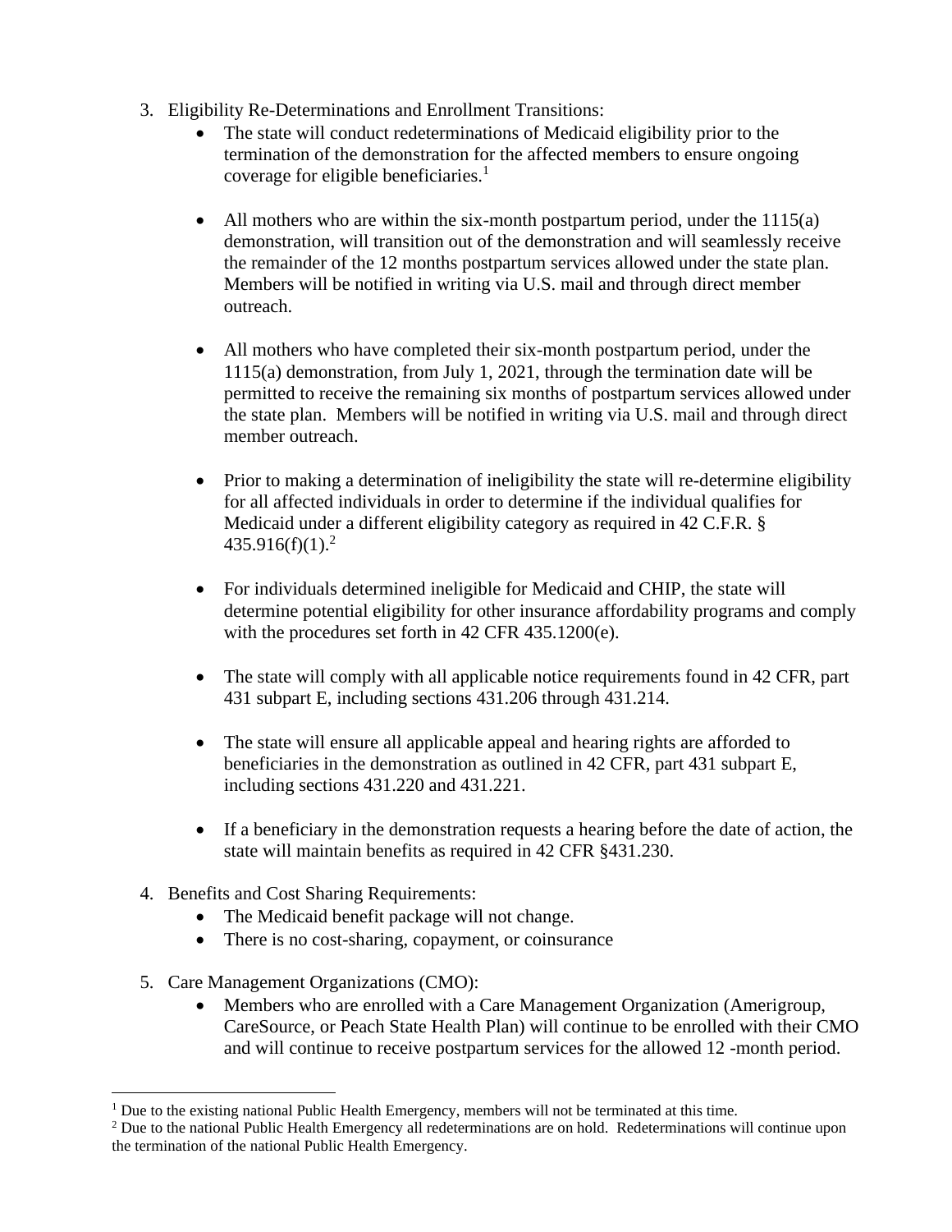3. Eligibility Re-Determinations and Enrollment Transitions:
    - The state will conduct redeterminations of Medicaid eligibility prior to the termination of the demonstration for the affected members to ensure ongoing coverage for eligible beneficiaries.[1]

    - All mothers who are within the six-month postpartum period, under the 1115(a) demonstration, will transition out of the demonstration and will seamlessly receive the remainder of the 12 months postpartum services allowed under the state plan. Members will be notified in writing via U.S. mail and through direct member outreach.

    - All mothers who have completed their six-month postpartum period, under the 1115(a) demonstration, from July 1, 2021, through the termination date will be permitted to receive the remaining six months of postpartum services allowed under the state plan. Members will be notified in writing via U.S. mail and through direct member outreach.

    - Prior to making a determination of ineligibility the state will re-determine eligibility for all affected individuals in order to determine if the individual qualifies for Medicaid under a different eligibility category as required in 42 C.F.R. § 435.916(f)(1).[2]

    - For individuals determined ineligible for Medicaid and CHIP, the state will determine potential eligibility for other insurance affordability programs and comply with the procedures set forth in 42 CFR 435.1200(e).

    - The state will comply with all applicable notice requirements found in 42 CFR, part 431 subpart E, including sections 431.206 through 431.214.

    - The state will ensure all applicable appeal and hearing rights are afforded to beneficiaries in the demonstration as outlined in 42 CFR, part 431 subpart E, including sections 431.220 and 431.221.

    - If a beneficiary in the demonstration requests a hearing before the date of action, the state will maintain benefits as required in 42 CFR §431.230.

4. Benefits and Cost Sharing Requirements:
    - The Medicaid benefit package will not change.
    - There is no cost-sharing, copayment, or coinsurance

5. Care Management Organizations (CMO):
    - Members who are enrolled with a Care Management Organization (Amerigroup, CareSource, or Peach State Health Plan) will continue to be enrolled with their CMO and will continue to receive postpartum services for the allowed 12 -month period.

---

[1] Due to the existing national Public Health Emergency, members will not be terminated at this time.

[2] Due to the national Public Health Emergency all redeterminations are on hold. Redeterminations will continue upon the termination of the national Public Health Emergency.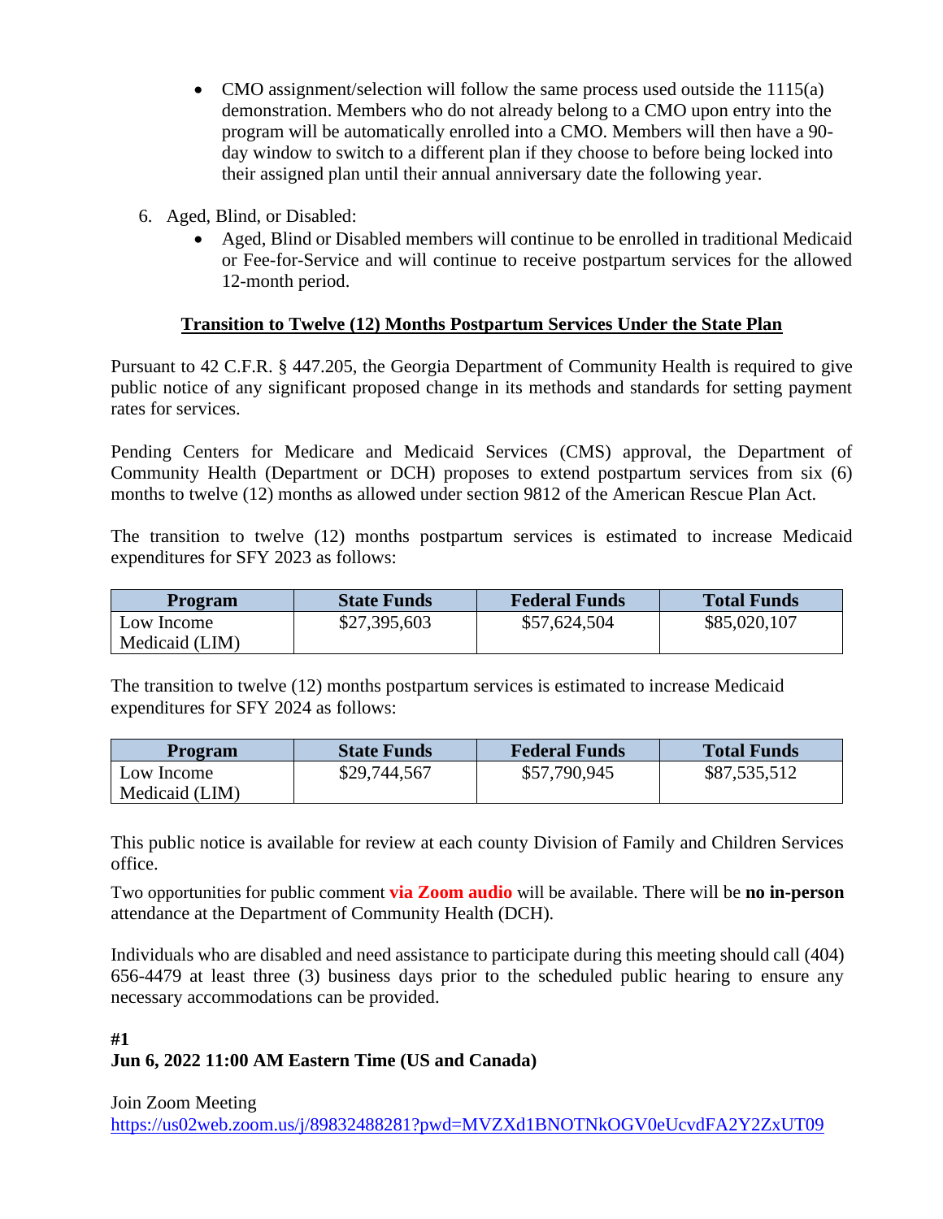- CMO assignment/selection will follow the same process used outside the 1115(a) demonstration. Members who do not already belong to a CMO upon entry into the program will be automatically enrolled into a CMO. Members will then have a 90-day window to switch to a different plan if they choose to before being locked into their assigned plan until their annual anniversary date the following year.

6. Aged, Blind, or Disabled:
   - Aged, Blind or Disabled members will continue to be enrolled in traditional Medicaid or Fee-for-Service and will continue to receive postpartum services for the allowed 12-month period.

## Transition to Twelve (12) Months Postpartum Services Under the State Plan

Pursuant to 42 C.F.R. § 447.205, the Georgia Department of Community Health is required to give public notice of any significant proposed change in its methods and standards for setting payment rates for services.

Pending Centers for Medicare and Medicaid Services (CMS) approval, the Department of Community Health (Department or DCH) proposes to extend postpartum services from six (6) months to twelve (12) months as allowed under section 9812 of the American Rescue Plan Act.

The transition to twelve (12) months postpartum services is estimated to increase Medicaid expenditures for SFY 2023 as follows:

| Program | State Funds | Federal Funds | Total Funds |
|---|---|---|---|
| Low Income Medicaid (LIM) | $27,395,603 | $57,624,504 | $85,020,107 |

The transition to twelve (12) months postpartum services is estimated to increase Medicaid expenditures for SFY 2024 as follows:

| Program | State Funds | Federal Funds | Total Funds |
|---|---|---|---|
| Low Income Medicaid (LIM) | $29,744,567 | $57,790,945 | $87,535,512 |

This public notice is available for review at each county Division of Family and Children Services office.

Two opportunities for public comment **via Zoom audio** will be available. There will be **no in-person** attendance at the Department of Community Health (DCH).

Individuals who are disabled and need assistance to participate during this meeting should call (404) 656-4479 at least three (3) business days prior to the scheduled public hearing to ensure any necessary accommodations can be provided.

**#1**
**Jun 6, 2022 11:00 AM Eastern Time (US and Canada)**

Join Zoom Meeting
https://us02web.zoom.us/j/89832488281?pwd=MVZXd1BNOTNkOGV0eUcvdFA2Y2ZxUT09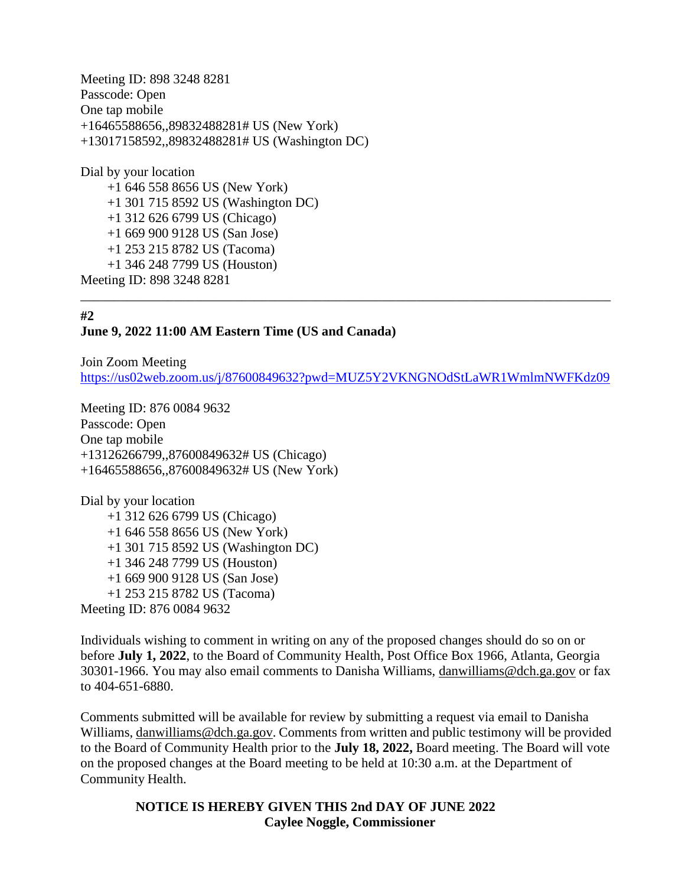Meeting ID: 898 3248 8281
Passcode: Open
One tap mobile
+16465588656,,89832488281# US (New York)
+13017158592,,89832488281# US (Washington DC)

Dial by your location
- +1 646 558 8656 US (New York)
- +1 301 715 8592 US (Washington DC)
- +1 312 626 6799 US (Chicago)
- +1 669 900 9128 US (San Jose)
- +1 253 215 8782 US (Tacoma)
- +1 346 248 7799 US (Houston)

Meeting ID: 898 3248 8281

---

**#2**
**June 9, 2022 11:00 AM Eastern Time (US and Canada)**

Join Zoom Meeting
https://us02web.zoom.us/j/87600849632?pwd=MUZ5Y2VKNGNOdStLaWR1WmlmNWFKdz09

Meeting ID: 876 0084 9632
Passcode: Open
One tap mobile
+13126266799,,87600849632# US (Chicago)
+16465588656,,87600849632# US (New York)

Dial by your location
- +1 312 626 6799 US (Chicago)
- +1 646 558 8656 US (New York)
- +1 301 715 8592 US (Washington DC)
- +1 346 248 7799 US (Houston)
- +1 669 900 9128 US (San Jose)
- +1 253 215 8782 US (Tacoma)

Meeting ID: 876 0084 9632

Individuals wishing to comment in writing on any of the proposed changes should do so on or before **July 1, 2022**, to the Board of Community Health, Post Office Box 1966, Atlanta, Georgia 30301-1966. You may also email comments to Danisha Williams, danwilliams@dch.ga.gov or fax to 404-651-6880.

Comments submitted will be available for review by submitting a request via email to Danisha Williams, danwilliams@dch.ga.gov. Comments from written and public testimony will be provided to the Board of Community Health prior to the **July 18, 2022,** Board meeting. The Board will vote on the proposed changes at the Board meeting to be held at 10:30 a.m. at the Department of Community Health.

**NOTICE IS HEREBY GIVEN THIS 2nd DAY OF JUNE 2022**
**Caylee Noggle, Commissioner**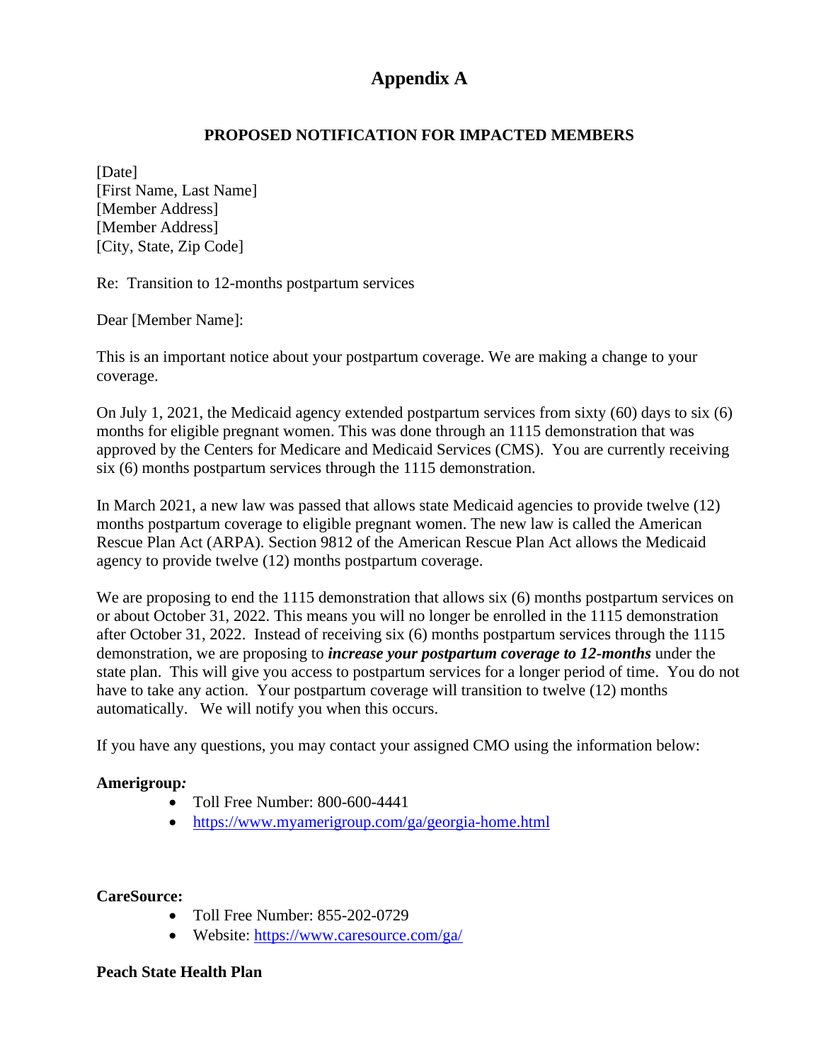# Appendix A

## PROPOSED NOTIFICATION FOR IMPACTED MEMBERS

[Date]
[First Name, Last Name]
[Member Address]
[Member Address]
[City, State, Zip Code]

Re: Transition to 12-months postpartum services

Dear [Member Name]:

This is an important notice about your postpartum coverage. We are making a change to your coverage.

On July 1, 2021, the Medicaid agency extended postpartum services from sixty (60) days to six (6) months for eligible pregnant women. This was done through an 1115 demonstration that was approved by the Centers for Medicare and Medicaid Services (CMS). You are currently receiving six (6) months postpartum services through the 1115 demonstration.

In March 2021, a new law was passed that allows state Medicaid agencies to provide twelve (12) months postpartum coverage to eligible pregnant women. The new law is called the American Rescue Plan Act (ARPA). Section 9812 of the American Rescue Plan Act allows the Medicaid agency to provide twelve (12) months postpartum coverage.

We are proposing to end the 1115 demonstration that allows six (6) months postpartum services on or about October 31, 2022. This means you will no longer be enrolled in the 1115 demonstration after October 31, 2022. Instead of receiving six (6) months postpartum services through the 1115 demonstration, we are proposing to ***increase your postpartum coverage to 12-months*** under the state plan. This will give you access to postpartum services for a longer period of time. You do not have to take any action. Your postpartum coverage will transition to twelve (12) months automatically. We will notify you when this occurs.

If you have any questions, you may contact your assigned CMO using the information below:

**Amerigroup*:***

- Toll Free Number: 800-600-4441
- https://www.myamerigroup.com/ga/georgia-home.html

**CareSource:**

- Toll Free Number: 855-202-0729
- Website: https://www.caresource.com/ga/

**Peach State Health Plan**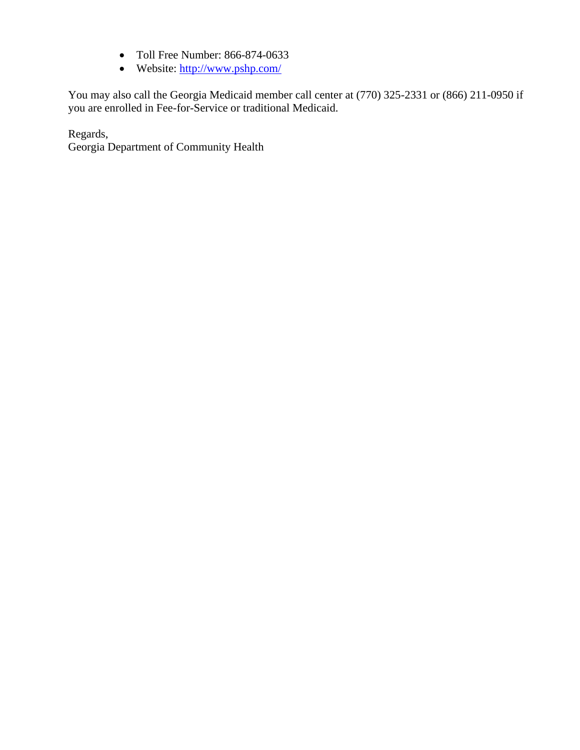- Toll Free Number: 866-874-0633
- Website: http://www.pshp.com/

You may also call the Georgia Medicaid member call center at (770) 325-2331 or (866) 211-0950 if you are enrolled in Fee-for-Service or traditional Medicaid.

Regards,
Georgia Department of Community Health